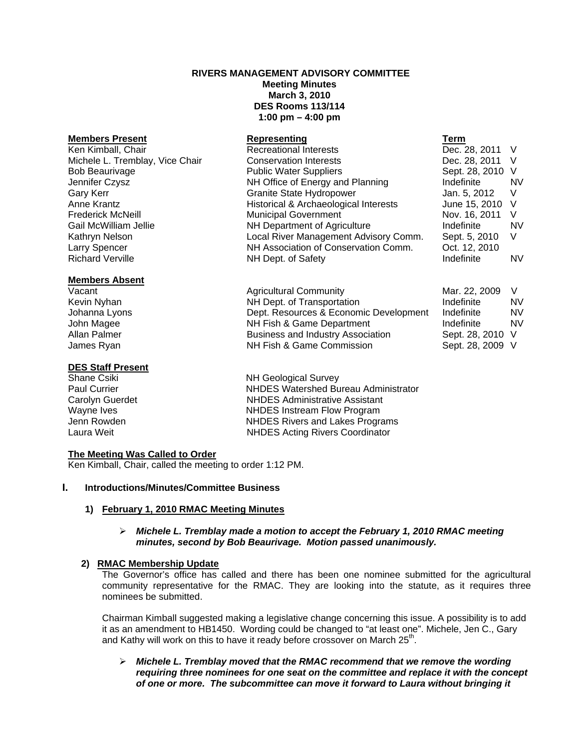**RIVERS MANAGEMENT ADVISORY COMMITTEE**
**Meeting Minutes**
**March 3, 2010**
**DES Rooms 113/114**
**1:00 pm – 4:00 pm**

| **Members Present** | **Representing** | **Term** | |
|---|---|---|---|
| Ken Kimball, Chair | Recreational Interests | Dec. 28, 2011 | V |
| Michele L. Tremblay, Vice Chair | Conservation Interests | Dec. 28, 2011 | V |
| Bob Beaurivage | Public Water Suppliers | Sept. 28, 2010 | V |
| Jennifer Czysz | NH Office of Energy and Planning | Indefinite | NV |
| Gary Kerr | Granite State Hydropower | Jan. 5, 2012 | V |
| Anne Krantz | Historical & Archaeological Interests | June 15, 2010 | V |
| Frederick McNeill | Municipal Government | Nov. 16, 2011 | V |
| Gail McWilliam Jellie | NH Department of Agriculture | Indefinite | NV |
| Kathryn Nelson | Local River Management Advisory Comm. | Sept. 5, 2010 | V |
| Larry Spencer | NH Association of Conservation Comm. | Oct. 12, 2010 | |
| Richard Verville | NH Dept. of Safety | Indefinite | NV |

| **Members Absent** | | | |
|---|---|---|---|
| Vacant | Agricultural Community | Mar. 22, 2009 | V |
| Kevin Nyhan | NH Dept. of Transportation | Indefinite | NV |
| Johanna Lyons | Dept. Resources & Economic Development | Indefinite | NV |
| John Magee | NH Fish & Game Department | Indefinite | NV |
| Allan Palmer | Business and Industry Association | Sept. 28, 2010 | V |
| James Ryan | NH Fish & Game Commission | Sept. 28, 2009 | V |

| **DES Staff Present** | |
|---|---|
| Shane Csiki | NH Geological Survey |
| Paul Currier | NHDES Watershed Bureau Administrator |
| Carolyn Guerdet | NHDES Administrative Assistant |
| Wayne Ives | NHDES Instream Flow Program |
| Jenn Rowden | NHDES Rivers and Lakes Programs |
| Laura Weit | NHDES Acting Rivers Coordinator |

**The Meeting Was Called to Order**

Ken Kimball, Chair, called the meeting to order 1:12 PM.

## I. Introductions/Minutes/Committee Business

### 1) February 1, 2010 RMAC Meeting Minutes

- ***Michele L. Tremblay made a motion to accept the February 1, 2010 RMAC meeting minutes, second by Bob Beaurivage. Motion passed unanimously.***

### 2) RMAC Membership Update

The Governor's office has called and there has been one nominee submitted for the agricultural community representative for the RMAC. They are looking into the statute, as it requires three nominees be submitted.

Chairman Kimball suggested making a legislative change concerning this issue. A possibility is to add it as an amendment to HB1450. Wording could be changed to "at least one". Michele, Jen C., Gary and Kathy will work on this to have it ready before crossover on March 25th.

- ***Michele L. Tremblay moved that the RMAC recommend that we remove the wording requiring three nominees for one seat on the committee and replace it with the concept of one or more. The subcommittee can move it forward to Laura without bringing it***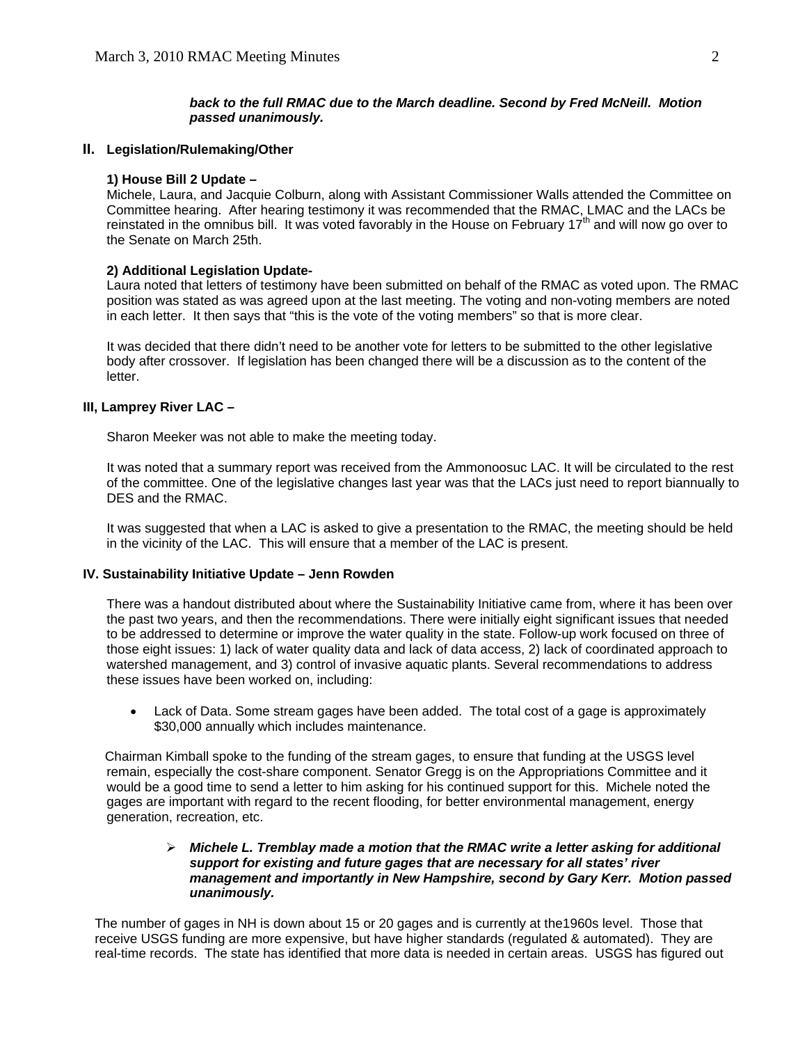***back to the full RMAC due to the March deadline. Second by Fred McNeill. Motion passed unanimously.***

## II. Legislation/Rulemaking/Other

**1) House Bill 2 Update –**

Michele, Laura, and Jacquie Colburn, along with Assistant Commissioner Walls attended the Committee on Committee hearing. After hearing testimony it was recommended that the RMAC, LMAC and the LACs be reinstated in the omnibus bill. It was voted favorably in the House on February 17th and will now go over to the Senate on March 25th.

**2) Additional Legislation Update-**

Laura noted that letters of testimony have been submitted on behalf of the RMAC as voted upon. The RMAC position was stated as was agreed upon at the last meeting. The voting and non-voting members are noted in each letter. It then says that "this is the vote of the voting members" so that is more clear.

It was decided that there didn't need to be another vote for letters to be submitted to the other legislative body after crossover. If legislation has been changed there will be a discussion as to the content of the letter.

## III, Lamprey River LAC –

Sharon Meeker was not able to make the meeting today.

It was noted that a summary report was received from the Ammonoosuc LAC. It will be circulated to the rest of the committee. One of the legislative changes last year was that the LACs just need to report biannually to DES and the RMAC.

It was suggested that when a LAC is asked to give a presentation to the RMAC, the meeting should be held in the vicinity of the LAC. This will ensure that a member of the LAC is present.

## IV. Sustainability Initiative Update – Jenn Rowden

There was a handout distributed about where the Sustainability Initiative came from, where it has been over the past two years, and then the recommendations. There were initially eight significant issues that needed to be addressed to determine or improve the water quality in the state. Follow-up work focused on three of those eight issues: 1) lack of water quality data and lack of data access, 2) lack of coordinated approach to watershed management, and 3) control of invasive aquatic plants. Several recommendations to address these issues have been worked on, including:

- Lack of Data. Some stream gages have been added. The total cost of a gage is approximately $30,000 annually which includes maintenance.

Chairman Kimball spoke to the funding of the stream gages, to ensure that funding at the USGS level remain, especially the cost-share component. Senator Gregg is on the Appropriations Committee and it would be a good time to send a letter to him asking for his continued support for this. Michele noted the gages are important with regard to the recent flooding, for better environmental management, energy generation, recreation, etc.

> ➢ ***Michele L. Tremblay made a motion that the RMAC write a letter asking for additional support for existing and future gages that are necessary for all states' river management and importantly in New Hampshire, second by Gary Kerr. Motion passed unanimously.***

The number of gages in NH is down about 15 or 20 gages and is currently at the1960s level. Those that receive USGS funding are more expensive, but have higher standards (regulated & automated). They are real-time records. The state has identified that more data is needed in certain areas. USGS has figured out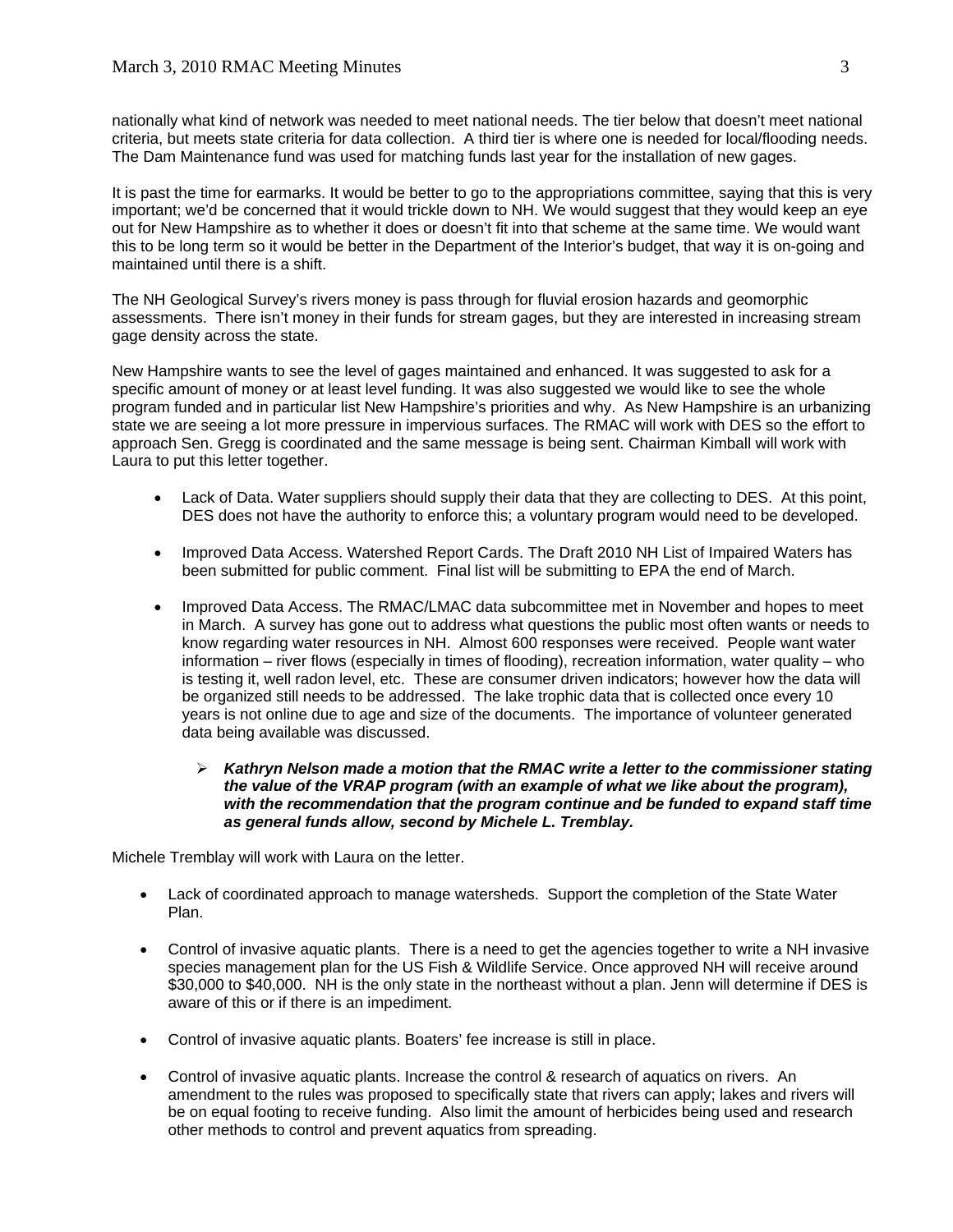nationally what kind of network was needed to meet national needs. The tier below that doesn't meet national criteria, but meets state criteria for data collection. A third tier is where one is needed for local/flooding needs. The Dam Maintenance fund was used for matching funds last year for the installation of new gages.

It is past the time for earmarks. It would be better to go to the appropriations committee, saying that this is very important; we'd be concerned that it would trickle down to NH. We would suggest that they would keep an eye out for New Hampshire as to whether it does or doesn't fit into that scheme at the same time. We would want this to be long term so it would be better in the Department of the Interior's budget, that way it is on-going and maintained until there is a shift.

The NH Geological Survey's rivers money is pass through for fluvial erosion hazards and geomorphic assessments. There isn't money in their funds for stream gages, but they are interested in increasing stream gage density across the state.

New Hampshire wants to see the level of gages maintained and enhanced. It was suggested to ask for a specific amount of money or at least level funding. It was also suggested we would like to see the whole program funded and in particular list New Hampshire's priorities and why. As New Hampshire is an urbanizing state we are seeing a lot more pressure in impervious surfaces. The RMAC will work with DES so the effort to approach Sen. Gregg is coordinated and the same message is being sent. Chairman Kimball will work with Laura to put this letter together.

- Lack of Data. Water suppliers should supply their data that they are collecting to DES. At this point, DES does not have the authority to enforce this; a voluntary program would need to be developed.
- Improved Data Access. Watershed Report Cards. The Draft 2010 NH List of Impaired Waters has been submitted for public comment. Final list will be submitting to EPA the end of March.
- Improved Data Access. The RMAC/LMAC data subcommittee met in November and hopes to meet in March. A survey has gone out to address what questions the public most often wants or needs to know regarding water resources in NH. Almost 600 responses were received. People want water information – river flows (especially in times of flooding), recreation information, water quality – who is testing it, well radon level, etc. These are consumer driven indicators; however how the data will be organized still needs to be addressed. The lake trophic data that is collected once every 10 years is not online due to age and size of the documents. The importance of volunteer generated data being available was discussed.
  - ***Kathryn Nelson made a motion that the RMAC write a letter to the commissioner stating the value of the VRAP program (with an example of what we like about the program), with the recommendation that the program continue and be funded to expand staff time as general funds allow, second by Michele L. Tremblay.***

Michele Tremblay will work with Laura on the letter.

- Lack of coordinated approach to manage watersheds. Support the completion of the State Water Plan.
- Control of invasive aquatic plants. There is a need to get the agencies together to write a NH invasive species management plan for the US Fish & Wildlife Service. Once approved NH will receive around $30,000 to $40,000. NH is the only state in the northeast without a plan. Jenn will determine if DES is aware of this or if there is an impediment.
- Control of invasive aquatic plants. Boaters' fee increase is still in place.
- Control of invasive aquatic plants. Increase the control & research of aquatics on rivers. An amendment to the rules was proposed to specifically state that rivers can apply; lakes and rivers will be on equal footing to receive funding. Also limit the amount of herbicides being used and research other methods to control and prevent aquatics from spreading.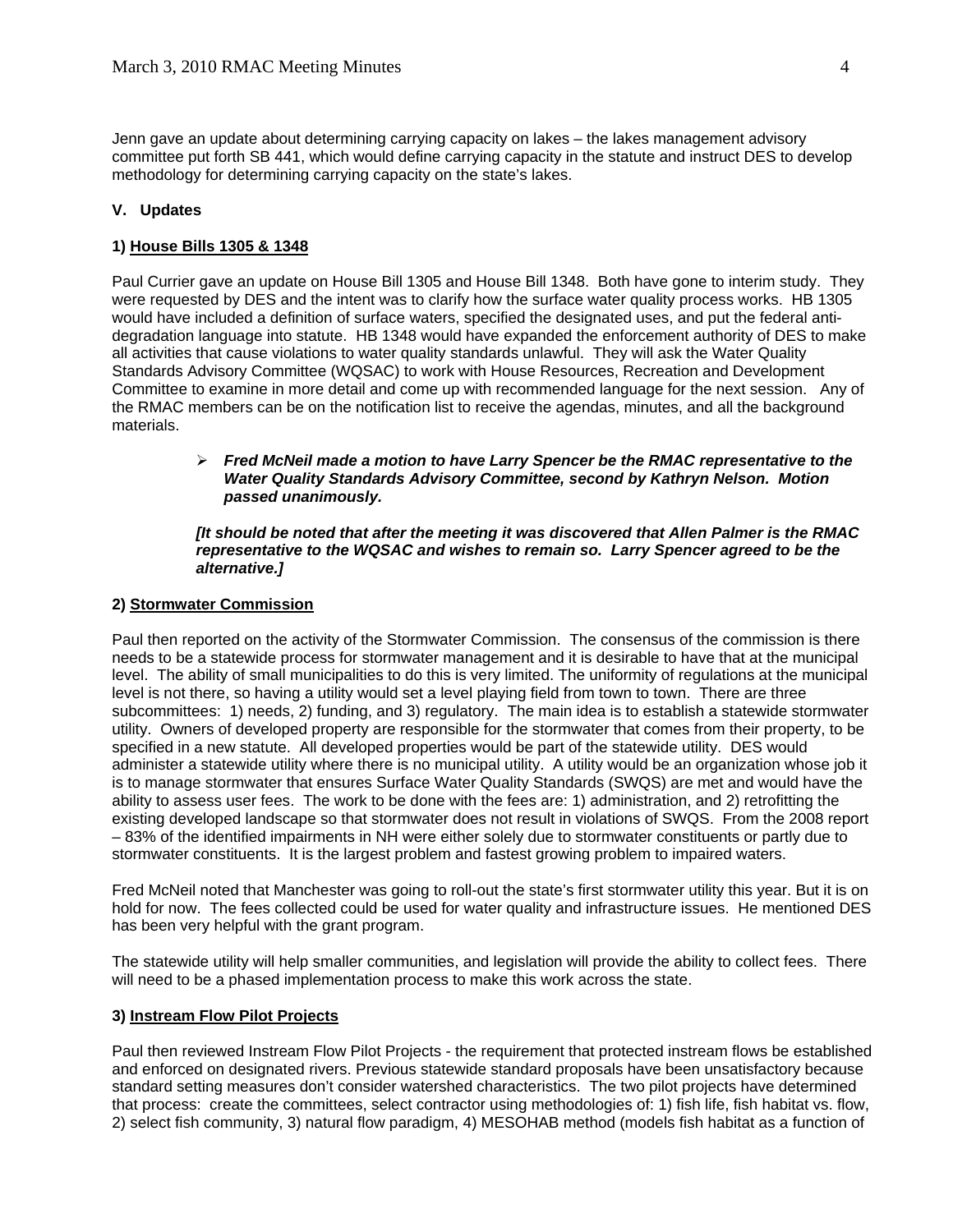Jenn gave an update about determining carrying capacity on lakes – the lakes management advisory committee put forth SB 441, which would define carrying capacity in the statute and instruct DES to develop methodology for determining carrying capacity on the state's lakes.

## V. Updates

### 1) House Bills 1305 & 1348

Paul Currier gave an update on House Bill 1305 and House Bill 1348. Both have gone to interim study. They were requested by DES and the intent was to clarify how the surface water quality process works. HB 1305 would have included a definition of surface waters, specified the designated uses, and put the federal anti-degradation language into statute. HB 1348 would have expanded the enforcement authority of DES to make all activities that cause violations to water quality standards unlawful. They will ask the Water Quality Standards Advisory Committee (WQSAC) to work with House Resources, Recreation and Development Committee to examine in more detail and come up with recommended language for the next session. Any of the RMAC members can be on the notification list to receive the agendas, minutes, and all the background materials.

- ***Fred McNeil made a motion to have Larry Spencer be the RMAC representative to the Water Quality Standards Advisory Committee, second by Kathryn Nelson. Motion passed unanimously.***

***[It should be noted that after the meeting it was discovered that Allen Palmer is the RMAC representative to the WQSAC and wishes to remain so. Larry Spencer agreed to be the alternative.]***

### 2) Stormwater Commission

Paul then reported on the activity of the Stormwater Commission. The consensus of the commission is there needs to be a statewide process for stormwater management and it is desirable to have that at the municipal level. The ability of small municipalities to do this is very limited. The uniformity of regulations at the municipal level is not there, so having a utility would set a level playing field from town to town. There are three subcommittees: 1) needs, 2) funding, and 3) regulatory. The main idea is to establish a statewide stormwater utility. Owners of developed property are responsible for the stormwater that comes from their property, to be specified in a new statute. All developed properties would be part of the statewide utility. DES would administer a statewide utility where there is no municipal utility. A utility would be an organization whose job it is to manage stormwater that ensures Surface Water Quality Standards (SWQS) are met and would have the ability to assess user fees. The work to be done with the fees are: 1) administration, and 2) retrofitting the existing developed landscape so that stormwater does not result in violations of SWQS. From the 2008 report – 83% of the identified impairments in NH were either solely due to stormwater constituents or partly due to stormwater constituents. It is the largest problem and fastest growing problem to impaired waters.

Fred McNeil noted that Manchester was going to roll-out the state's first stormwater utility this year. But it is on hold for now. The fees collected could be used for water quality and infrastructure issues. He mentioned DES has been very helpful with the grant program.

The statewide utility will help smaller communities, and legislation will provide the ability to collect fees. There will need to be a phased implementation process to make this work across the state.

### 3) Instream Flow Pilot Projects

Paul then reviewed Instream Flow Pilot Projects - the requirement that protected instream flows be established and enforced on designated rivers. Previous statewide standard proposals have been unsatisfactory because standard setting measures don't consider watershed characteristics. The two pilot projects have determined that process: create the committees, select contractor using methodologies of: 1) fish life, fish habitat vs. flow, 2) select fish community, 3) natural flow paradigm, 4) MESOHAB method (models fish habitat as a function of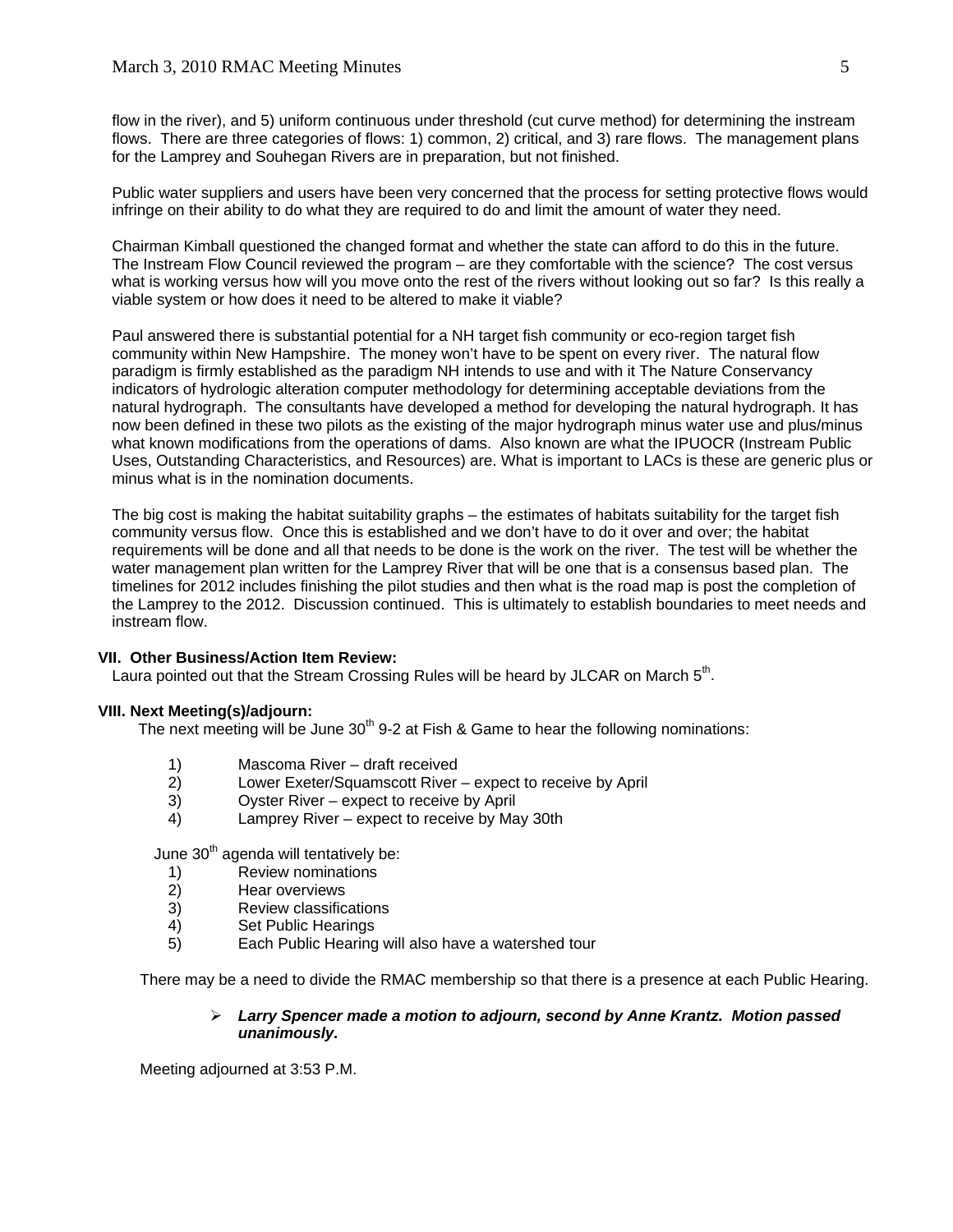flow in the river), and 5) uniform continuous under threshold (cut curve method) for determining the instream flows. There are three categories of flows: 1) common, 2) critical, and 3) rare flows. The management plans for the Lamprey and Souhegan Rivers are in preparation, but not finished.

Public water suppliers and users have been very concerned that the process for setting protective flows would infringe on their ability to do what they are required to do and limit the amount of water they need.

Chairman Kimball questioned the changed format and whether the state can afford to do this in the future. The Instream Flow Council reviewed the program – are they comfortable with the science? The cost versus what is working versus how will you move onto the rest of the rivers without looking out so far? Is this really a viable system or how does it need to be altered to make it viable?

Paul answered there is substantial potential for a NH target fish community or eco-region target fish community within New Hampshire. The money won't have to be spent on every river. The natural flow paradigm is firmly established as the paradigm NH intends to use and with it The Nature Conservancy indicators of hydrologic alteration computer methodology for determining acceptable deviations from the natural hydrograph. The consultants have developed a method for developing the natural hydrograph. It has now been defined in these two pilots as the existing of the major hydrograph minus water use and plus/minus what known modifications from the operations of dams. Also known are what the IPUOCR (Instream Public Uses, Outstanding Characteristics, and Resources) are. What is important to LACs is these are generic plus or minus what is in the nomination documents.

The big cost is making the habitat suitability graphs – the estimates of habitats suitability for the target fish community versus flow. Once this is established and we don't have to do it over and over; the habitat requirements will be done and all that needs to be done is the work on the river. The test will be whether the water management plan written for the Lamprey River that will be one that is a consensus based plan. The timelines for 2012 includes finishing the pilot studies and then what is the road map is post the completion of the Lamprey to the 2012. Discussion continued. This is ultimately to establish boundaries to meet needs and instream flow.

**VII. Other Business/Action Item Review:**

Laura pointed out that the Stream Crossing Rules will be heard by JLCAR on March 5th.

**VIII. Next Meeting(s)/adjourn:**

The next meeting will be June 30th 9-2 at Fish & Game to hear the following nominations:

1) Mascoma River – draft received
2) Lower Exeter/Squamscott River – expect to receive by April
3) Oyster River – expect to receive by April
4) Lamprey River – expect to receive by May 30th

June 30th agenda will tentatively be:

1) Review nominations
2) Hear overviews
3) Review classifications
4) Set Public Hearings
5) Each Public Hearing will also have a watershed tour

There may be a need to divide the RMAC membership so that there is a presence at each Public Hearing.

- ***Larry Spencer made a motion to adjourn, second by Anne Krantz. Motion passed unanimously.***

Meeting adjourned at 3:53 P.M.